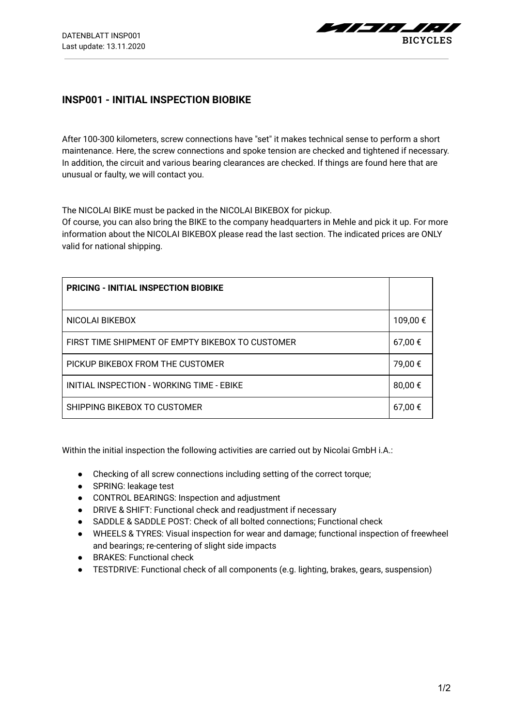## INSP001 - INITIAL INSPECTION BIOBIKE

After 100-300 kilometers, screw connections have "set" it makes technical sense to perform a short maintenance. Here, the screw connections and spoke tension are checked and tightened if necessary. In addition, the circuit and various bearing clearances are checked. If things are found here that are unusual or faulty, we will contact you.

The NICOLAI BIKE must be packed in the NICOLAI BIKEBOX for pickup.
Of course, you can also bring the BIKE to the company headquarters in Mehle and pick it up. For more information about the NICOLAI BIKEBOX please read the last section. The indicated prices are ONLY valid for national shipping.

| **PRICING - INITIAL INSPECTION BIOBIKE** | |
|---|---|
| NICOLAI BIKEBOX | 109,00 € |
| FIRST TIME SHIPMENT OF EMPTY BIKEBOX TO CUSTOMER | 67,00 € |
| PICKUP BIKEBOX FROM THE CUSTOMER | 79,00 € |
| INITIAL INSPECTION - WORKING TIME - EBIKE | 80,00 € |
| SHIPPING BIKEBOX TO CUSTOMER | 67,00 € |

Within the initial inspection the following activities are carried out by Nicolai GmbH i.A.:

- Checking of all screw connections including setting of the correct torque;
- SPRING: leakage test
- CONTROL BEARINGS: Inspection and adjustment
- DRIVE & SHIFT: Functional check and readjustment if necessary
- SADDLE & SADDLE POST: Check of all bolted connections; Functional check
- WHEELS & TYRES: Visual inspection for wear and damage; functional inspection of freewheel and bearings; re-centering of slight side impacts
- BRAKES: Functional check
- TESTDRIVE: Functional check of all components (e.g. lighting, brakes, gears, suspension)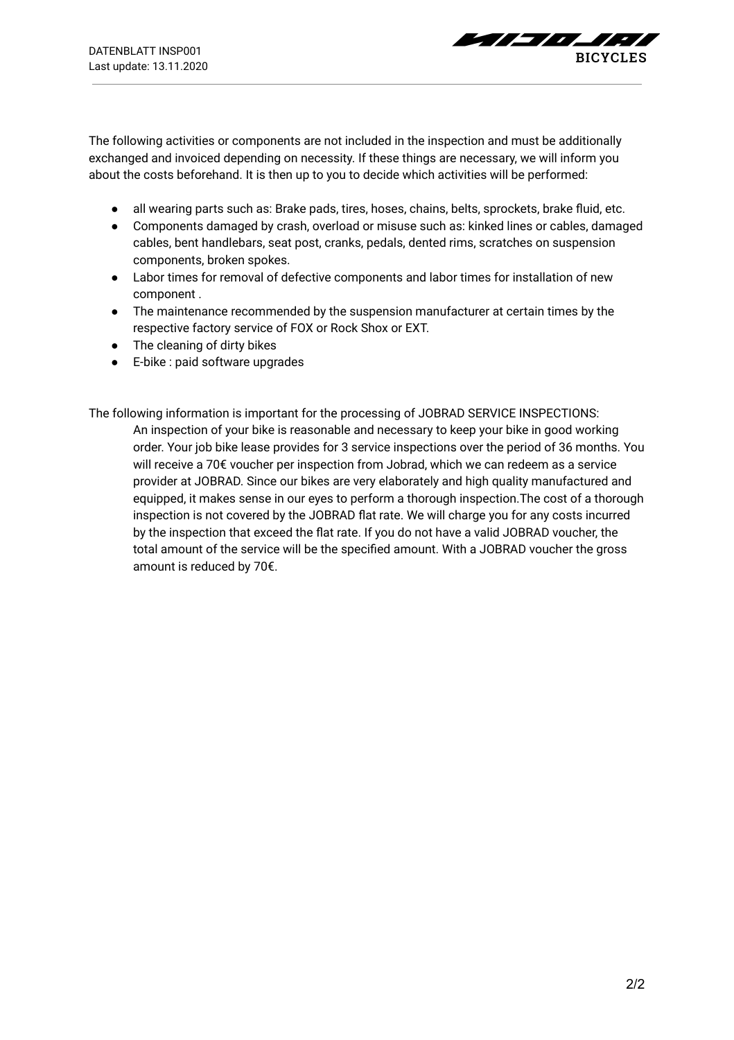The following activities or components are not included in the inspection and must be additionally exchanged and invoiced depending on necessity. If these things are necessary, we will inform you about the costs beforehand. It is then up to you to decide which activities will be performed:

- all wearing parts such as: Brake pads, tires, hoses, chains, belts, sprockets, brake fluid, etc.
- Components damaged by crash, overload or misuse such as: kinked lines or cables, damaged cables, bent handlebars, seat post, cranks, pedals, dented rims, scratches on suspension components, broken spokes.
- Labor times for removal of defective components and labor times for installation of new component .
- The maintenance recommended by the suspension manufacturer at certain times by the respective factory service of FOX or Rock Shox or EXT.
- The cleaning of dirty bikes
- E-bike : paid software upgrades

The following information is important for the processing of JOBRAD SERVICE INSPECTIONS:

An inspection of your bike is reasonable and necessary to keep your bike in good working order. Your job bike lease provides for 3 service inspections over the period of 36 months. You will receive a 70€ voucher per inspection from Jobrad, which we can redeem as a service provider at JOBRAD. Since our bikes are very elaborately and high quality manufactured and equipped, it makes sense in our eyes to perform a thorough inspection.The cost of a thorough inspection is not covered by the JOBRAD flat rate. We will charge you for any costs incurred by the inspection that exceed the flat rate. If you do not have a valid JOBRAD voucher, the total amount of the service will be the specified amount. With a JOBRAD voucher the gross amount is reduced by 70€.